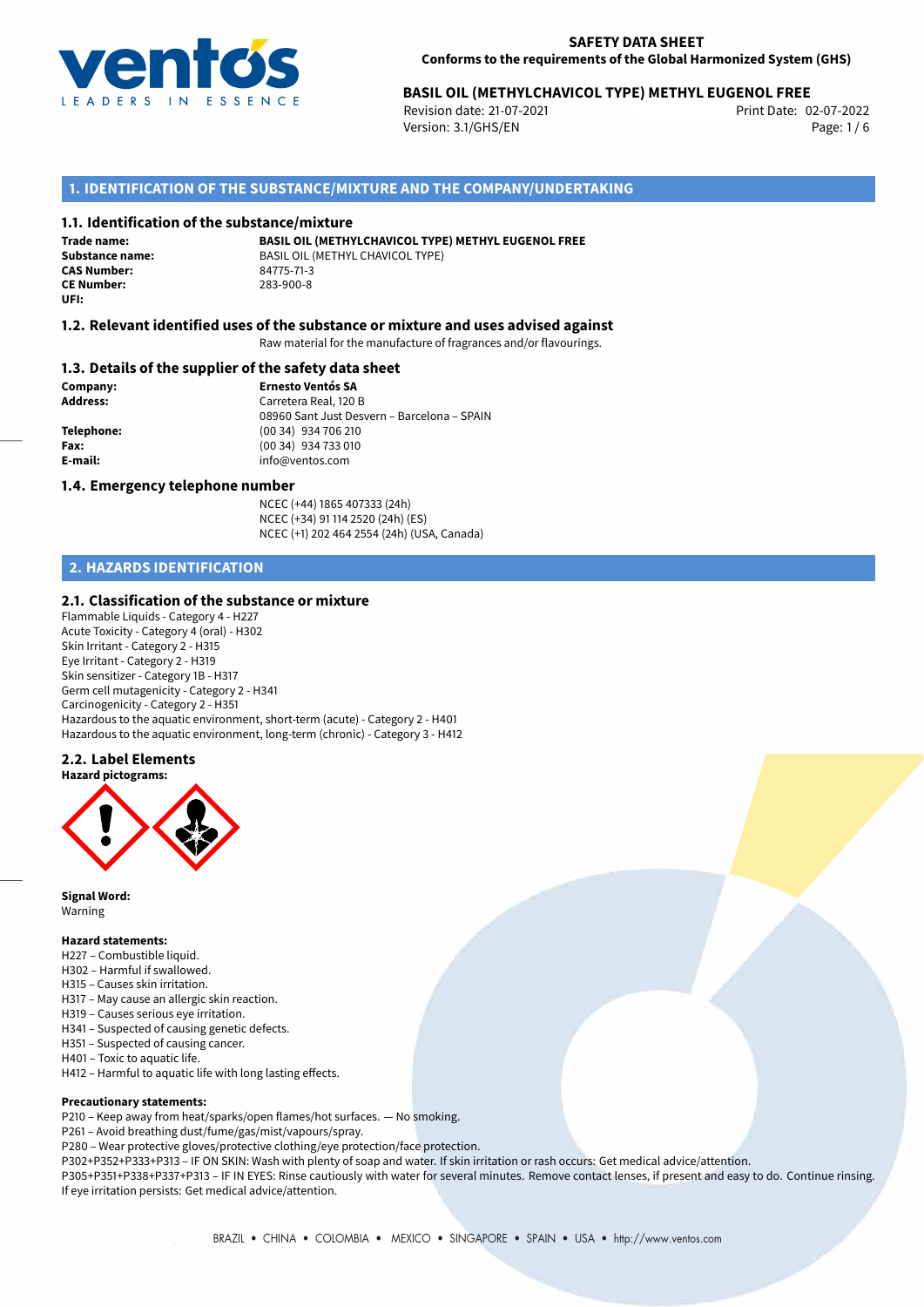# SAFETY DATA SHEET
**Conforms to the requirements of the Global Harmonized System (GHS)**

**BASIL OIL (METHYLCHAVICOL TYPE) METHYL EUGENOL FREE**
Revision date: 21-07-2021
Version: 3.1/GHS/EN
Print Date: 02-07-2022

## 1. IDENTIFICATION OF THE SUBSTANCE/MIXTURE AND THE COMPANY/UNDERTAKING

### 1.1. Identification of the substance/mixture

**Trade name:** **BASIL OIL (METHYLCHAVICOL TYPE) METHYL EUGENOL FREE**
**Substance name:** BASIL OIL (METHYL CHAVICOL TYPE)
**CAS Number:** 84775-71-3
**CE Number:** 283-900-8
**UFI:**

### 1.2. Relevant identified uses of the substance or mixture and uses advised against

Raw material for the manufacture of fragrances and/or flavourings.

### 1.3. Details of the supplier of the safety data sheet

**Company:** **Ernesto Ventós SA**
**Address:** Carretera Real, 120 B
08960 Sant Just Desvern – Barcelona – SPAIN
**Telephone:** (00 34) 934 706 210
**Fax:** (00 34) 934 733 010
**E-mail:** info@ventos.com

### 1.4. Emergency telephone number

NCEC (+44) 1865 407333 (24h)
NCEC (+34) 91 114 2520 (24h) (ES)
NCEC (+1) 202 464 2554 (24h) (USA, Canada)

## 2. HAZARDS IDENTIFICATION

### 2.1. Classification of the substance or mixture

Flammable Liquids - Category 4 - H227
Acute Toxicity - Category 4 (oral) - H302
Skin Irritant - Category 2 - H315
Eye Irritant - Category 2 - H319
Skin sensitizer - Category 1B - H317
Germ cell mutagenicity - Category 2 - H341
Carcinogenicity - Category 2 - H351
Hazardous to the aquatic environment, short-term (acute) - Category 2 - H401
Hazardous to the aquatic environment, long-term (chronic) - Category 3 - H412

### 2.2. Label Elements

**Hazard pictograms:**

**Signal Word:**
Warning

**Hazard statements:**
H227 – Combustible liquid.
H302 – Harmful if swallowed.
H315 – Causes skin irritation.
H317 – May cause an allergic skin reaction.
H319 – Causes serious eye irritation.
H341 – Suspected of causing genetic defects.
H351 – Suspected of causing cancer.
H401 – Toxic to aquatic life.
H412 – Harmful to aquatic life with long lasting effects.

**Precautionary statements:**
P210 – Keep away from heat/sparks/open flames/hot surfaces. — No smoking.
P261 – Avoid breathing dust/fume/gas/mist/vapours/spray.
P280 – Wear protective gloves/protective clothing/eye protection/face protection.
P302+P352+P333+P313 – IF ON SKIN: Wash with plenty of soap and water. If skin irritation or rash occurs: Get medical advice/attention.
P305+P351+P338+P337+P313 – IF IN EYES: Rinse cautiously with water for several minutes. Remove contact lenses, if present and easy to do. Continue rinsing. If eye irritation persists: Get medical advice/attention.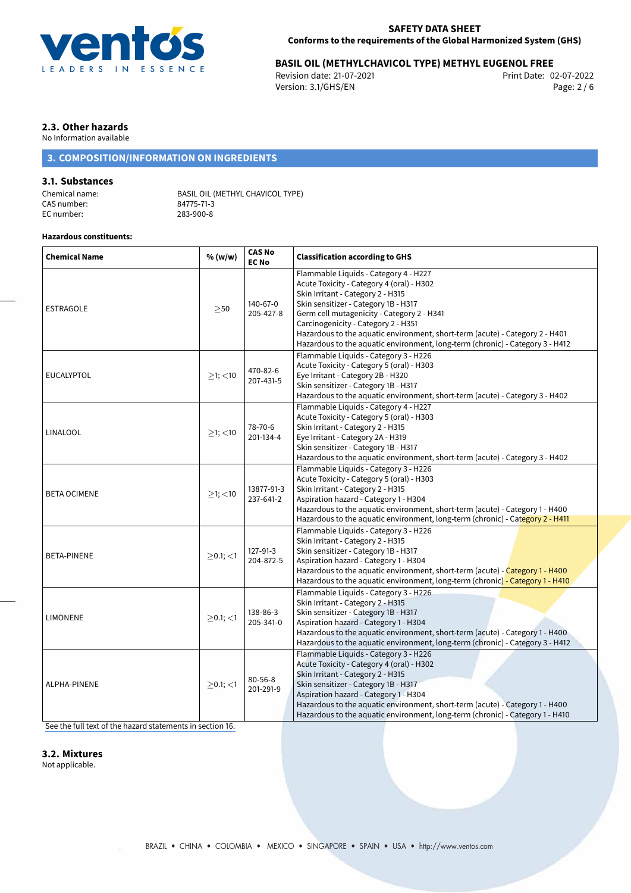### 2.3. Other hazards

No Information available

## 3. COMPOSITION/INFORMATION ON INGREDIENTS

### 3.1. Substances

Chemical name: BASIL OIL (METHYL CHAVICOL TYPE)
CAS number: 84775-71-3
EC number: 283-900-8

**Hazardous constituents:**

| Chemical Name | % (w/w) | CAS No EC No | Classification according to GHS |
|---|---|---|---|
| ESTRAGOLE | $\geq$50 | 140-67-0 205-427-8 | Flammable Liquids - Category 4 - H227<br>Acute Toxicity - Category 4 (oral) - H302<br>Skin Irritant - Category 2 - H315<br>Skin sensitizer - Category 1B - H317<br>Germ cell mutagenicity - Category 2 - H341<br>Carcinogenicity - Category 2 - H351<br>Hazardous to the aquatic environment, short-term (acute) - Category 2 - H401<br>Hazardous to the aquatic environment, long-term (chronic) - Category 3 - H412 |
| EUCALYPTOL | $\geq$1; <10 | 470-82-6 207-431-5 | Flammable Liquids - Category 3 - H226<br>Acute Toxicity - Category 5 (oral) - H303<br>Eye Irritant - Category 2B - H320<br>Skin sensitizer - Category 1B - H317<br>Hazardous to the aquatic environment, short-term (acute) - Category 3 - H402 |
| LINALOOL | $\geq$1; <10 | 78-70-6 201-134-4 | Flammable Liquids - Category 4 - H227<br>Acute Toxicity - Category 5 (oral) - H303<br>Skin Irritant - Category 2 - H315<br>Eye Irritant - Category 2A - H319<br>Skin sensitizer - Category 1B - H317<br>Hazardous to the aquatic environment, short-term (acute) - Category 3 - H402 |
| BETA OCIMENE | $\geq$1; <10 | 13877-91-3 237-641-2 | Flammable Liquids - Category 3 - H226<br>Acute Toxicity - Category 5 (oral) - H303<br>Skin Irritant - Category 2 - H315<br>Aspiration hazard - Category 1 - H304<br>Hazardous to the aquatic environment, short-term (acute) - Category 1 - H400<br>Hazardous to the aquatic environment, long-term (chronic) - Category 2 - H411 |
| BETA-PINENE | $\geq$0.1; <1 | 127-91-3 204-872-5 | Flammable Liquids - Category 3 - H226<br>Skin Irritant - Category 2 - H315<br>Skin sensitizer - Category 1B - H317<br>Aspiration hazard - Category 1 - H304<br>Hazardous to the aquatic environment, short-term (acute) - Category 1 - H400<br>Hazardous to the aquatic environment, long-term (chronic) - Category 1 - H410 |
| LIMONENE | $\geq$0.1; <1 | 138-86-3 205-341-0 | Flammable Liquids - Category 3 - H226<br>Skin Irritant - Category 2 - H315<br>Skin sensitizer - Category 1B - H317<br>Aspiration hazard - Category 1 - H304<br>Hazardous to the aquatic environment, short-term (acute) - Category 1 - H400<br>Hazardous to the aquatic environment, long-term (chronic) - Category 3 - H412 |
| ALPHA-PINENE | $\geq$0.1; <1 | 80-56-8 201-291-9 | Flammable Liquids - Category 3 - H226<br>Acute Toxicity - Category 4 (oral) - H302<br>Skin Irritant - Category 2 - H315<br>Skin sensitizer - Category 1B - H317<br>Aspiration hazard - Category 1 - H304<br>Hazardous to the aquatic environment, short-term (acute) - Category 1 - H400<br>Hazardous to the aquatic environment, long-term (chronic) - Category 1 - H410 |

See the full text of the hazard statements in section 16.

### 3.2. Mixtures

Not applicable.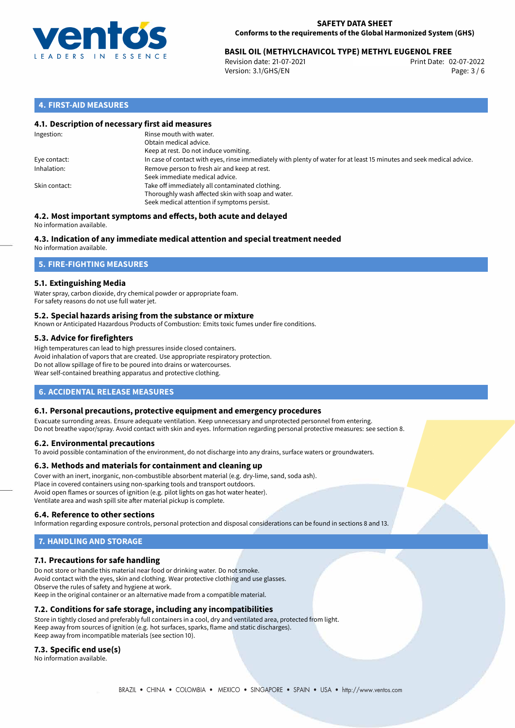## 4. FIRST-AID MEASURES

### 4.1. Description of necessary first aid measures

| | |
|---|---|
| Ingestion: | Rinse mouth with water.<br>Obtain medical advice.<br>Keep at rest. Do not induce vomiting. |
| Eye contact: | In case of contact with eyes, rinse immediately with plenty of water for at least 15 minutes and seek medical advice. |
| Inhalation: | Remove person to fresh air and keep at rest.<br>Seek immediate medical advice. |
| Skin contact: | Take off immediately all contaminated clothing.<br>Thoroughly wash affected skin with soap and water.<br>Seek medical attention if symptoms persist. |

### 4.2. Most important symptoms and effects, both acute and delayed

No information available.

### 4.3. Indication of any immediate medical attention and special treatment needed

No information available.

## 5. FIRE-FIGHTING MEASURES

### 5.1. Extinguishing Media

Water spray, carbon dioxide, dry chemical powder or appropriate foam.
For safety reasons do not use full water jet.

### 5.2. Special hazards arising from the substance or mixture

Known or Anticipated Hazardous Products of Combustion: Emits toxic fumes under fire conditions.

### 5.3. Advice for firefighters

High temperatures can lead to high pressures inside closed containers.
Avoid inhalation of vapors that are created. Use appropriate respiratory protection.
Do not allow spillage of fire to be poured into drains or watercourses.
Wear self-contained breathing apparatus and protective clothing.

## 6. ACCIDENTAL RELEASE MEASURES

### 6.1. Personal precautions, protective equipment and emergency procedures

Evacuate surronding areas. Ensure adequate ventilation. Keep unnecessary and unprotected personnel from entering.
Do not breathe vapor/spray. Avoid contact with skin and eyes. Information regarding personal protective measures: see section 8.

### 6.2. Environmental precautions

To avoid possible contamination of the environment, do not discharge into any drains, surface waters or groundwaters.

### 6.3. Methods and materials for containment and cleaning up

Cover with an inert, inorganic, non-combustible absorbent material (e.g. dry-lime, sand, soda ash).
Place in covered containers using non-sparking tools and transport outdoors.
Avoid open flames or sources of ignition (e.g. pilot lights on gas hot water heater).
Ventilate area and wash spill site after material pickup is complete.

### 6.4. Reference to other sections

Information regarding exposure controls, personal protection and disposal considerations can be found in sections 8 and 13.

## 7. HANDLING AND STORAGE

### 7.1. Precautions for safe handling

Do not store or handle this material near food or drinking water. Do not smoke.
Avoid contact with the eyes, skin and clothing. Wear protective clothing and use glasses.
Observe the rules of safety and hygiene at work.
Keep in the original container or an alternative made from a compatible material.

### 7.2. Conditions for safe storage, including any incompatibilities

Store in tightly closed and preferably full containers in a cool, dry and ventilated area, protected from light.
Keep away from sources of ignition (e.g. hot surfaces, sparks, flame and static discharges).
Keep away from incompatible materials (see section 10).

### 7.3. Specific end use(s)

No information available.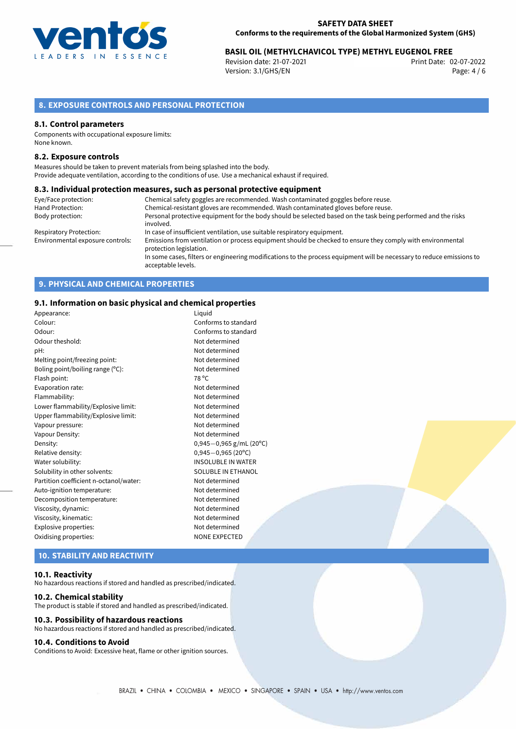## 8. EXPOSURE CONTROLS AND PERSONAL PROTECTION

### 8.1. Control parameters

Components with occupational exposure limits:
None known.

### 8.2. Exposure controls

Measures should be taken to prevent materials from being splashed into the body.
Provide adequate ventilation, according to the conditions of use. Use a mechanical exhaust if required.

### 8.3. Individual protection measures, such as personal protective equipment

| | |
|---|---|
| Eye/Face protection: | Chemical safety goggles are recommended. Wash contaminated goggles before reuse. |
| Hand Protection: | Chemical-resistant gloves are recommended. Wash contaminated gloves before reuse. |
| Body protection: | Personal protective equipment for the body should be selected based on the task being performed and the risks involved. |
| Respiratory Protection: | In case of insufficient ventilation, use suitable respiratory equipment. |
| Environmental exposure controls: | Emissions from ventilation or process equipment should be checked to ensure they comply with environmental protection legislation. In some cases, filters or engineering modifications to the process equipment will be necessary to reduce emissions to acceptable levels. |

## 9. PHYSICAL AND CHEMICAL PROPERTIES

### 9.1. Information on basic physical and chemical properties

| | |
|---|---|
| Appearance: | Liquid |
| Colour: | Conforms to standard |
| Odour: | Conforms to standard |
| Odour theshold: | Not determined |
| pH: | Not determined |
| Melting point/freezing point: | Not determined |
| Boling point/boiling range (°C): | Not determined |
| Flash point: | 78 °C |
| Evaporation rate: | Not determined |
| Flammability: | Not determined |
| Lower flammability/Explosive limit: | Not determined |
| Upper flammability/Explosive limit: | Not determined |
| Vapour pressure: | Not determined |
| Vapour Density: | Not determined |
| Density: | 0,945−0,965 g/mL (20°C) |
| Relative density: | 0,945−0,965 (20°C) |
| Water solubility: | INSOLUBLE IN WATER |
| Solubility in other solvents: | SOLUBLE IN ETHANOL |
| Partition coefficient n-octanol/water: | Not determined |
| Auto-ignition temperature: | Not determined |
| Decomposition temperature: | Not determined |
| Viscosity, dynamic: | Not determined |
| Viscosity, kinematic: | Not determined |
| Explosive properties: | Not determined |
| Oxidising properties: | NONE EXPECTED |

## 10. STABILITY AND REACTIVITY

### 10.1. Reactivity

No hazardous reactions if stored and handled as prescribed/indicated.

### 10.2. Chemical stability

The product is stable if stored and handled as prescribed/indicated.

### 10.3. Possibility of hazardous reactions

No hazardous reactions if stored and handled as prescribed/indicated.

### 10.4. Conditions to Avoid

Conditions to Avoid: Excessive heat, flame or other ignition sources.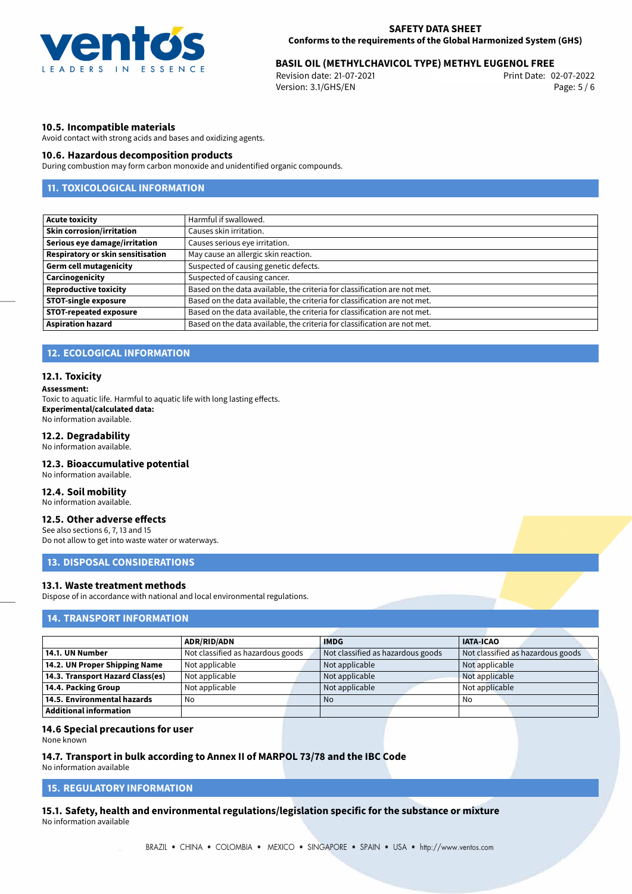### 10.5. Incompatible materials

Avoid contact with strong acids and bases and oxidizing agents.

### 10.6. Hazardous decomposition products

During combustion may form carbon monoxide and unidentified organic compounds.

## 11. TOXICOLOGICAL INFORMATION

| | |
|---|---|
| **Acute toxicity** | Harmful if swallowed. |
| **Skin corrosion/irritation** | Causes skin irritation. |
| **Serious eye damage/irritation** | Causes serious eye irritation. |
| **Respiratory or skin sensitisation** | May cause an allergic skin reaction. |
| **Germ cell mutagenicity** | Suspected of causing genetic defects. |
| **Carcinogenicity** | Suspected of causing cancer. |
| **Reproductive toxicity** | Based on the data available, the criteria for classification are not met. |
| **STOT-single exposure** | Based on the data available, the criteria for classification are not met. |
| **STOT-repeated exposure** | Based on the data available, the criteria for classification are not met. |
| **Aspiration hazard** | Based on the data available, the criteria for classification are not met. |

## 12. ECOLOGICAL INFORMATION

### 12.1. Toxicity

**Assessment:**

Toxic to aquatic life. Harmful to aquatic life with long lasting effects.

**Experimental/calculated data:**

No information available.

### 12.2. Degradability

No information available.

### 12.3. Bioaccumulative potential

No information available.

### 12.4. Soil mobility

No information available.

### 12.5. Other adverse effects

See also sections 6, 7, 13 and 15

Do not allow to get into waste water or waterways.

## 13. DISPOSAL CONSIDERATIONS

### 13.1. Waste treatment methods

Dispose of in accordance with national and local environmental regulations.

## 14. TRANSPORT INFORMATION

| | ADR/RID/ADN | IMDG | IATA-ICAO |
|---|---|---|---|
| **14.1. UN Number** | Not classified as hazardous goods | Not classified as hazardous goods | Not classified as hazardous goods |
| **14.2. UN Proper Shipping Name** | Not applicable | Not applicable | Not applicable |
| **14.3. Transport Hazard Class(es)** | Not applicable | Not applicable | Not applicable |
| **14.4. Packing Group** | Not applicable | Not applicable | Not applicable |
| **14.5. Environmental hazards** | No | No | No |
| **Additional information** | | | |

### 14.6 Special precautions for user

None known

### 14.7. Transport in bulk according to Annex II of MARPOL 73/78 and the IBC Code

No information available

## 15. REGULATORY INFORMATION

### 15.1. Safety, health and environmental regulations/legislation specific for the substance or mixture

No information available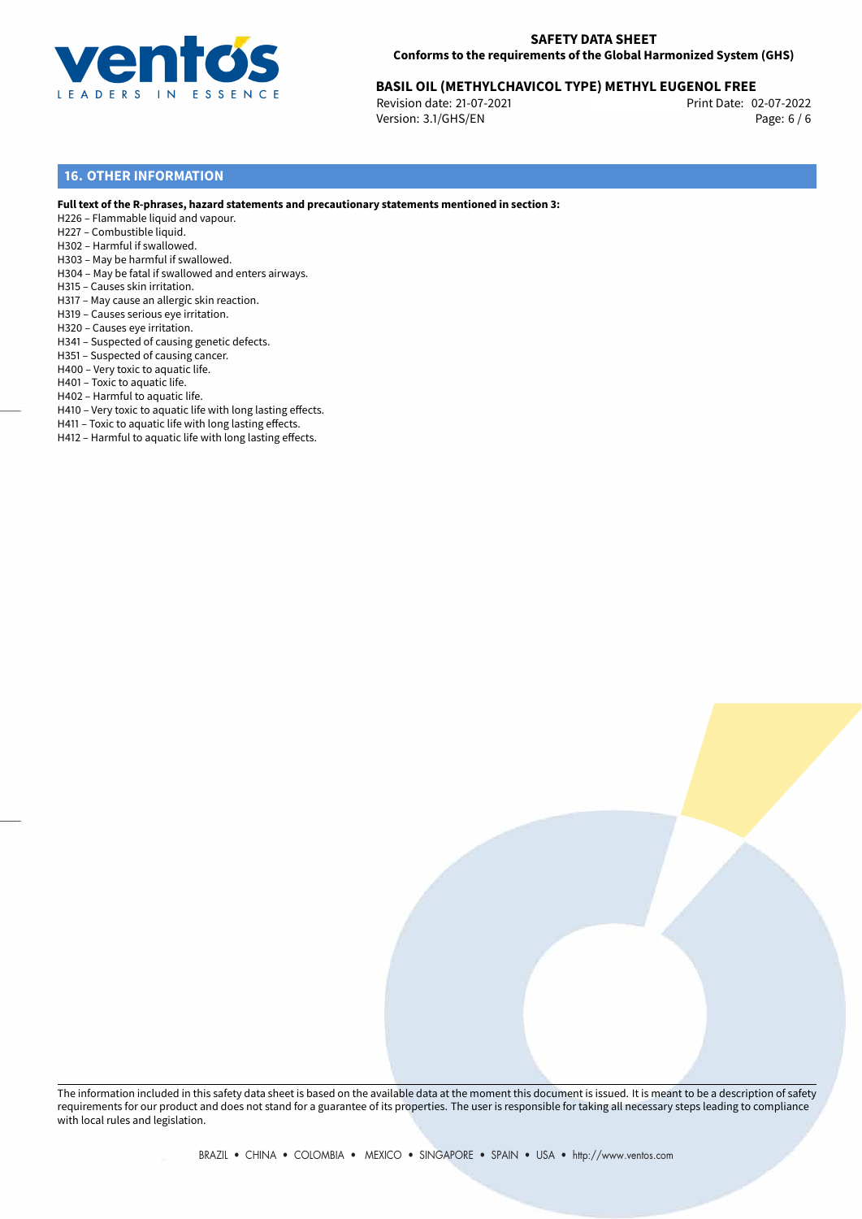## 16. OTHER INFORMATION

**Full text of the R-phrases, hazard statements and precautionary statements mentioned in section 3:**

H226 – Flammable liquid and vapour.
H227 – Combustible liquid.
H302 – Harmful if swallowed.
H303 – May be harmful if swallowed.
H304 – May be fatal if swallowed and enters airways.
H315 – Causes skin irritation.
H317 – May cause an allergic skin reaction.
H319 – Causes serious eye irritation.
H320 – Causes eye irritation.
H341 – Suspected of causing genetic defects.
H351 – Suspected of causing cancer.
H400 – Very toxic to aquatic life.
H401 – Toxic to aquatic life.
H402 – Harmful to aquatic life.
H410 – Very toxic to aquatic life with long lasting effects.
H411 – Toxic to aquatic life with long lasting effects.
H412 – Harmful to aquatic life with long lasting effects.

The information included in this safety data sheet is based on the available data at the moment this document is issued. It is meant to be a description of safety requirements for our product and does not stand for a guarantee of its properties. The user is responsible for taking all necessary steps leading to compliance with local rules and legislation.